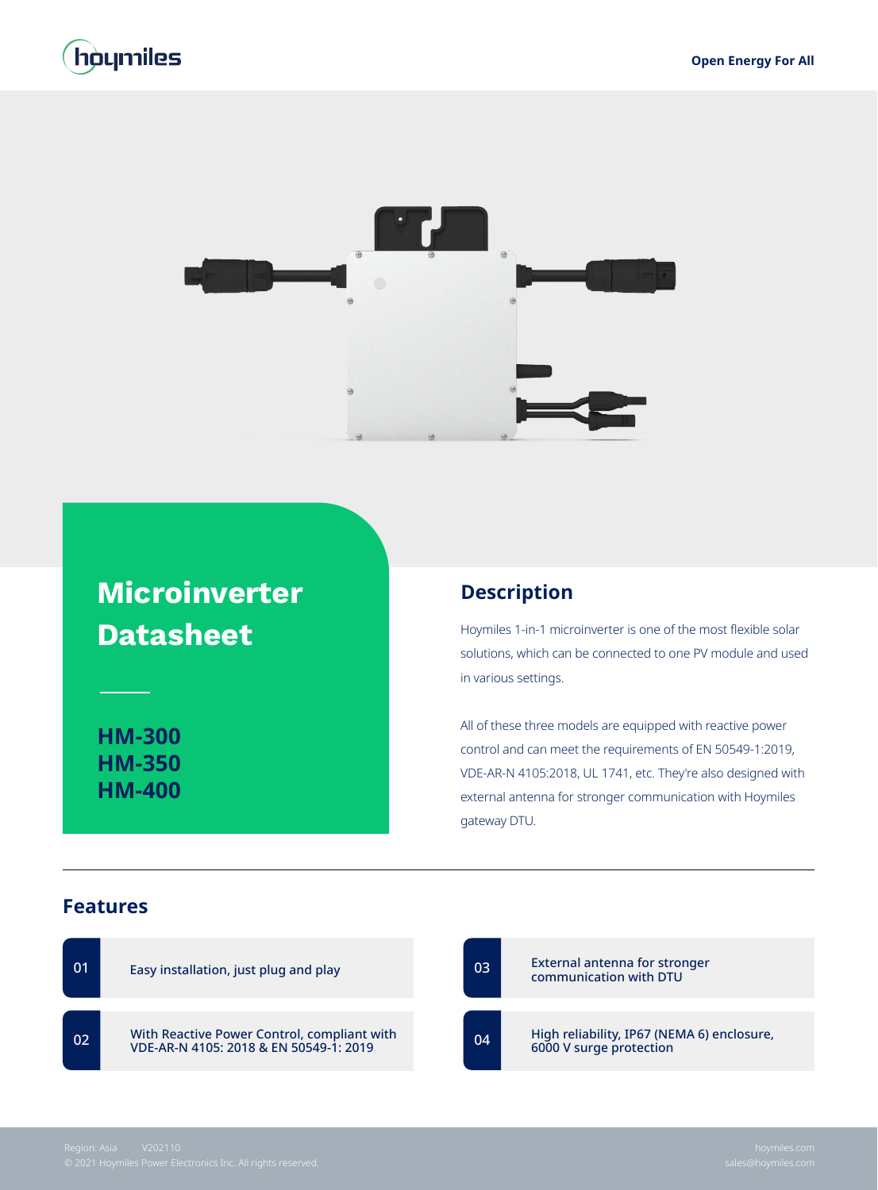hoymiles

Open Energy For All

# Microinverter Datasheet

**HM-300**
**HM-350**
**HM-400**

## Description

Hoymiles 1-in-1 microinverter is one of the most flexible solar solutions, which can be connected to one PV module and used in various settings.

All of these three models are equipped with reactive power control and can meet the requirements of EN 50549-1:2019, VDE-AR-N 4105:2018, UL 1741, etc. They're also designed with external antenna for stronger communication with Hoymiles gateway DTU.

## Features

| | |
|---|---|
| 01 | Easy installation, just plug and play |
| 02 | With Reactive Power Control, compliant with VDE-AR-N 4105: 2018 & EN 50549-1: 2019 |
| 03 | External antenna for stronger communication with DTU |
| 04 | High reliability, IP67 (NEMA 6) enclosure, 6000 V surge protection |

Region: Asia V202110
© 2021 Hoymiles Power Electronics Inc. All rights reserved.

hoymiles.com
sales@hoymiles.com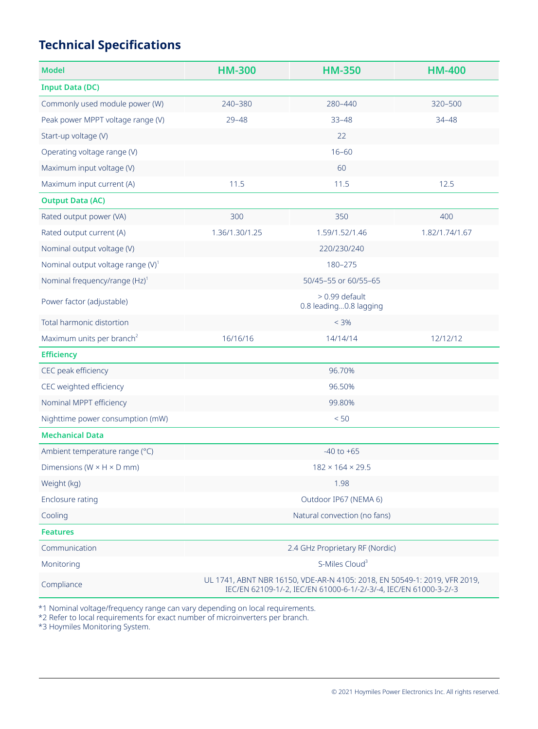## Technical Specifications

| Model | HM-300 | HM-350 | HM-400 |
|---|---|---|---|
| **Input Data (DC)** | | | |
| Commonly used module power (W) | 240–380 | 280–440 | 320–500 |
| Peak power MPPT voltage range (V) | 29–48 | 33–48 | 34–48 |
| Start-up voltage (V) | | 22 | |
| Operating voltage range (V) | | 16–60 | |
| Maximum input voltage (V) | | 60 | |
| Maximum input current (A) | 11.5 | 11.5 | 12.5 |
| **Output Data (AC)** | | | |
| Rated output power (VA) | 300 | 350 | 400 |
| Rated output current (A) | 1.36/1.30/1.25 | 1.59/1.52/1.46 | 1.82/1.74/1.67 |
| Nominal output voltage (V) | | 220/230/240 | |
| Nominal output voltage range (V)[1] | | 180–275 | |
| Nominal frequency/range (Hz)[1] | | 50/45–55 or 60/55–65 | |
| Power factor (adjustable) | | > 0.99 default<br>0.8 leading…0.8 lagging | |
| Total harmonic distortion | | < 3% | |
| Maximum units per branch[2] | 16/16/16 | 14/14/14 | 12/12/12 |
| **Efficiency** | | | |
| CEC peak efficiency | | 96.70% | |
| CEC weighted efficiency | | 96.50% | |
| Nominal MPPT efficiency | | 99.80% | |
| Nighttime power consumption (mW) | | < 50 | |
| **Mechanical Data** | | | |
| Ambient temperature range (°C) | | -40 to +65 | |
| Dimensions (W × H × D mm) | | 182 × 164 × 29.5 | |
| Weight (kg) | | 1.98 | |
| Enclosure rating | | Outdoor IP67 (NEMA 6) | |
| Cooling | | Natural convection (no fans) | |
| **Features** | | | |
| Communication | | 2.4 GHz Proprietary RF (Nordic) | |
| Monitoring | | S-Miles Cloud[3] | |
| Compliance | | UL 1741, ABNT NBR 16150, VDE-AR-N 4105: 2018, EN 50549-1: 2019, VFR 2019, IEC/EN 62109-1/-2, IEC/EN 61000-6-1/-2/-3/-4, IEC/EN 61000-3-2/-3 | |

*1 Nominal voltage/frequency range can vary depending on local requirements.
*2 Refer to local requirements for exact number of microinverters per branch.
*3 Hoymiles Monitoring System.

© 2021 Hoymiles Power Electronics Inc. All rights reserved.